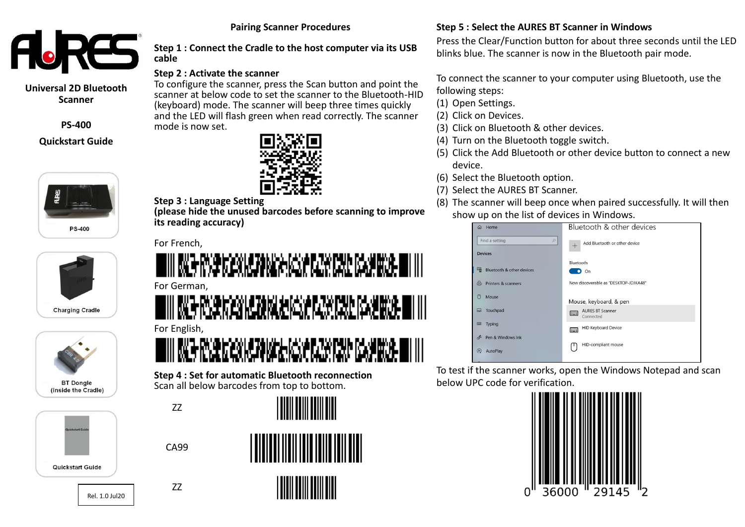# AURES

**Universal 2D Bluetooth Scanner**

**PS-400**

**Quickstart Guide**

PS-400

Charging Cradle

BT Dongle (inside the Cradle)

Quickstart Guide

Rel. 1.0 Jul20

## Pairing Scanner Procedures

### Step 1 : Connect the Cradle to the host computer via its USB cable

### Step 2 : Activate the scanner

To configure the scanner, press the Scan button and point the scanner at below code to set the scanner to the Bluetooth-HID (keyboard) mode. The scanner will beep three times quickly and the LED will flash green when read correctly. The scanner mode is now set.

### Step 3 : Language Setting

**(please hide the unused barcodes before scanning to improve its reading accuracy)**

For French,

For German,

For English,

### Step 4 : Set for automatic Bluetooth reconnection

Scan all below barcodes from top to bottom.

ZZ

CA99

ZZ

### Step 5 : Select the AURES BT Scanner in Windows

Press the Clear/Function button for about three seconds until the LED blinks blue. The scanner is now in the Bluetooth pair mode.

To connect the scanner to your computer using Bluetooth, use the following steps:

1. Open Settings.
2. Click on Devices.
3. Click on Bluetooth & other devices.
4. Turn on the Bluetooth toggle switch.
5. Click the Add Bluetooth or other device button to connect a new device.
6. Select the Bluetooth option.
7. Select the AURES BT Scanner.
8. The scanner will beep once when paired successfully. It will then show up on the list of devices in Windows.

Home | Find a setting | Devices | Bluetooth & other devices | Printers & scanners | Mouse | Touchpad | Typing | Pen & Windows Ink | AutoPlay

Bluetooth & other devices

Add Bluetooth or other device

Bluetooth

On

Now discoverable as "DESKTOP-IDJKA48"

Mouse, keyboard, & pen

AURES BT Scanner
Connected

HID Keyboard Device

HID-compliant mouse

To test if the scanner works, open the Windows Notepad and scan below UPC code for verification.

0 36000 29145 2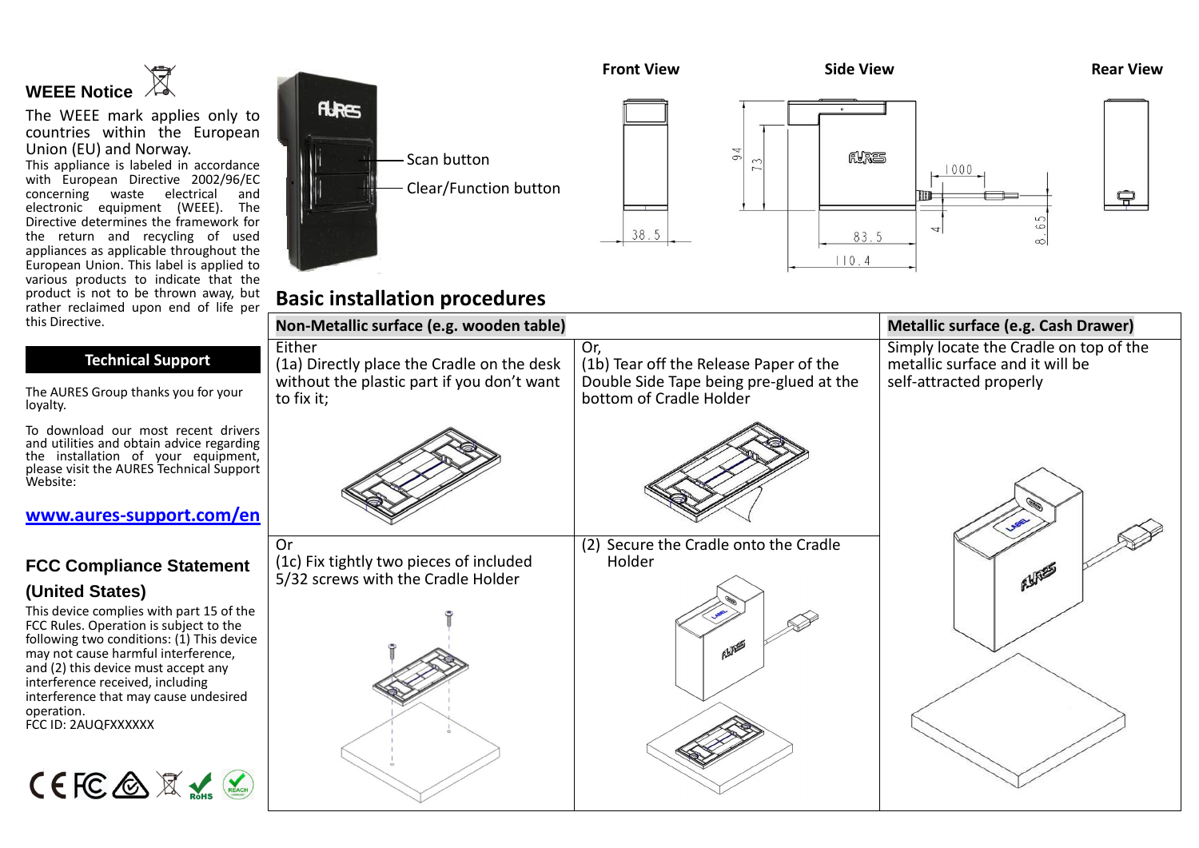## WEEE Notice

The WEEE mark applies only to countries within the European Union (EU) and Norway.

This appliance is labeled in accordance with European Directive 2002/96/EC concerning waste electrical and electronic equipment (WEEE). The Directive determines the framework for the return and recycling of used appliances as applicable throughout the European Union. This label is applied to various products to indicate that the product is not to be thrown away, but rather reclaimed upon end of life per this Directive.

**Technical Support**

The AURES Group thanks you for your loyalty.

To download our most recent drivers and utilities and obtain advice regarding the installation of your equipment, please visit the AURES Technical Support Website:

**www.aures-support.com/en**

## FCC Compliance Statement (United States)

This device complies with part 15 of the FCC Rules. Operation is subject to the following two conditions: (1) This device may not cause harmful interference, and (2) this device must accept any interference received, including interference that may cause undesired operation.

FCC ID: 2AUQFXXXXXX

Scan button

Clear/Function button

**Front View** **Side View** **Rear View**

38.5

94

73

83.5

110.4

1000

4

8.65

## Basic installation procedures

| **Non-Metallic surface (e.g. wooden table)** | | **Metallic surface (e.g. Cash Drawer)** |
|---|---|---|
| Either<br>(1a) Directly place the Cradle on the desk without the plastic part if you don't want to fix it; | Or,<br>(1b) Tear off the Release Paper of the Double Side Tape being pre-glued at the bottom of Cradle Holder | Simply locate the Cradle on top of the metallic surface and it will be self-attracted properly |
| Or<br>(1c) Fix tightly two pieces of included 5/32 screws with the Cradle Holder | (2) Secure the Cradle onto the Cradle Holder | |